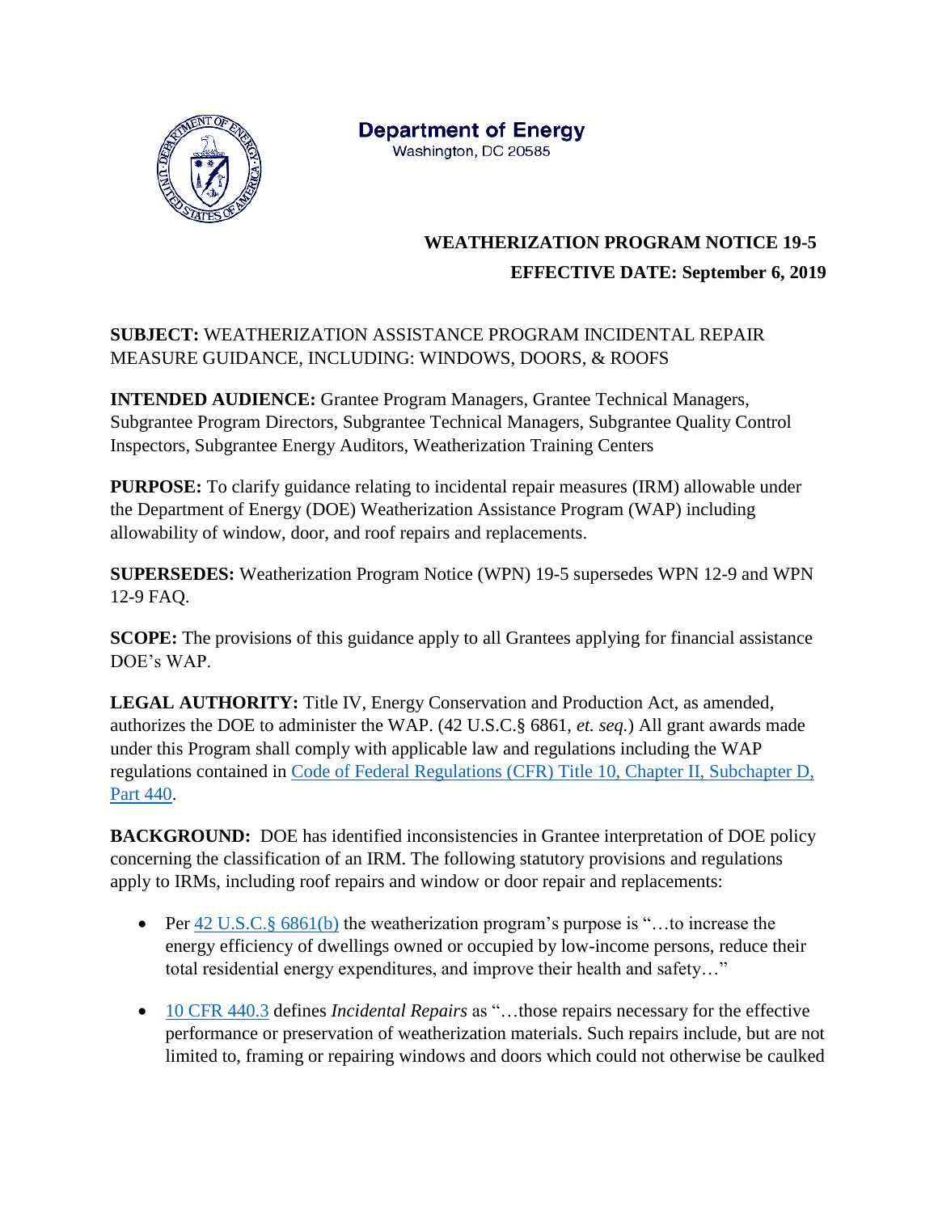**Department of Energy**
Washington, DC 20585

**WEATHERIZATION PROGRAM NOTICE 19-5**

**EFFECTIVE DATE: September 6, 2019**

**SUBJECT:** WEATHERIZATION ASSISTANCE PROGRAM INCIDENTAL REPAIR MEASURE GUIDANCE, INCLUDING: WINDOWS, DOORS, & ROOFS

**INTENDED AUDIENCE:** Grantee Program Managers, Grantee Technical Managers, Subgrantee Program Directors, Subgrantee Technical Managers, Subgrantee Quality Control Inspectors, Subgrantee Energy Auditors, Weatherization Training Centers

**PURPOSE:** To clarify guidance relating to incidental repair measures (IRM) allowable under the Department of Energy (DOE) Weatherization Assistance Program (WAP) including allowability of window, door, and roof repairs and replacements.

**SUPERSEDES:** Weatherization Program Notice (WPN) 19-5 supersedes WPN 12-9 and WPN 12-9 FAQ.

**SCOPE:** The provisions of this guidance apply to all Grantees applying for financial assistance DOE's WAP.

**LEGAL AUTHORITY:** Title IV, Energy Conservation and Production Act, as amended, authorizes the DOE to administer the WAP. (42 U.S.C.§ 6861, *et. seq.*) All grant awards made under this Program shall comply with applicable law and regulations including the WAP regulations contained in Code of Federal Regulations (CFR) Title 10, Chapter II, Subchapter D, Part 440.

**BACKGROUND:** DOE has identified inconsistencies in Grantee interpretation of DOE policy concerning the classification of an IRM. The following statutory provisions and regulations apply to IRMs, including roof repairs and window or door repair and replacements:

- Per 42 U.S.C.§ 6861(b) the weatherization program's purpose is "…to increase the energy efficiency of dwellings owned or occupied by low-income persons, reduce their total residential energy expenditures, and improve their health and safety…"
- 10 CFR 440.3 defines *Incidental Repairs* as "…those repairs necessary for the effective performance or preservation of weatherization materials. Such repairs include, but are not limited to, framing or repairing windows and doors which could not otherwise be caulked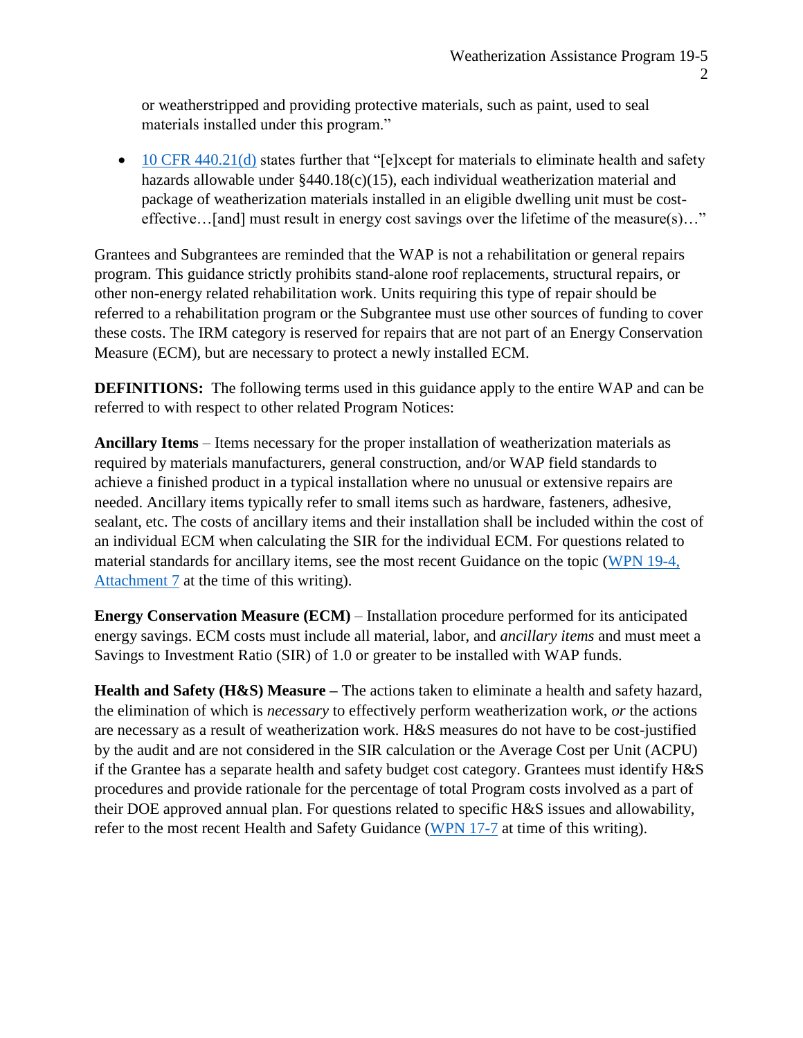or weatherstripped and providing protective materials, such as paint, used to seal materials installed under this program."

- 10 CFR 440.21(d) states further that "[e]xcept for materials to eliminate health and safety hazards allowable under §440.18(c)(15), each individual weatherization material and package of weatherization materials installed in an eligible dwelling unit must be cost-effective…[and] must result in energy cost savings over the lifetime of the measure(s)…"

Grantees and Subgrantees are reminded that the WAP is not a rehabilitation or general repairs program. This guidance strictly prohibits stand-alone roof replacements, structural repairs, or other non-energy related rehabilitation work. Units requiring this type of repair should be referred to a rehabilitation program or the Subgrantee must use other sources of funding to cover these costs. The IRM category is reserved for repairs that are not part of an Energy Conservation Measure (ECM), but are necessary to protect a newly installed ECM.

**DEFINITIONS:** The following terms used in this guidance apply to the entire WAP and can be referred to with respect to other related Program Notices:

**Ancillary Items** – Items necessary for the proper installation of weatherization materials as required by materials manufacturers, general construction, and/or WAP field standards to achieve a finished product in a typical installation where no unusual or extensive repairs are needed. Ancillary items typically refer to small items such as hardware, fasteners, adhesive, sealant, etc. The costs of ancillary items and their installation shall be included within the cost of an individual ECM when calculating the SIR for the individual ECM. For questions related to material standards for ancillary items, see the most recent Guidance on the topic (WPN 19-4, Attachment 7 at the time of this writing).

**Energy Conservation Measure (ECM)** – Installation procedure performed for its anticipated energy savings. ECM costs must include all material, labor, and *ancillary items* and must meet a Savings to Investment Ratio (SIR) of 1.0 or greater to be installed with WAP funds.

**Health and Safety (H&S) Measure –** The actions taken to eliminate a health and safety hazard, the elimination of which is *necessary* to effectively perform weatherization work, *or* the actions are necessary as a result of weatherization work. H&S measures do not have to be cost-justified by the audit and are not considered in the SIR calculation or the Average Cost per Unit (ACPU) if the Grantee has a separate health and safety budget cost category. Grantees must identify H&S procedures and provide rationale for the percentage of total Program costs involved as a part of their DOE approved annual plan. For questions related to specific H&S issues and allowability, refer to the most recent Health and Safety Guidance (WPN 17-7 at time of this writing).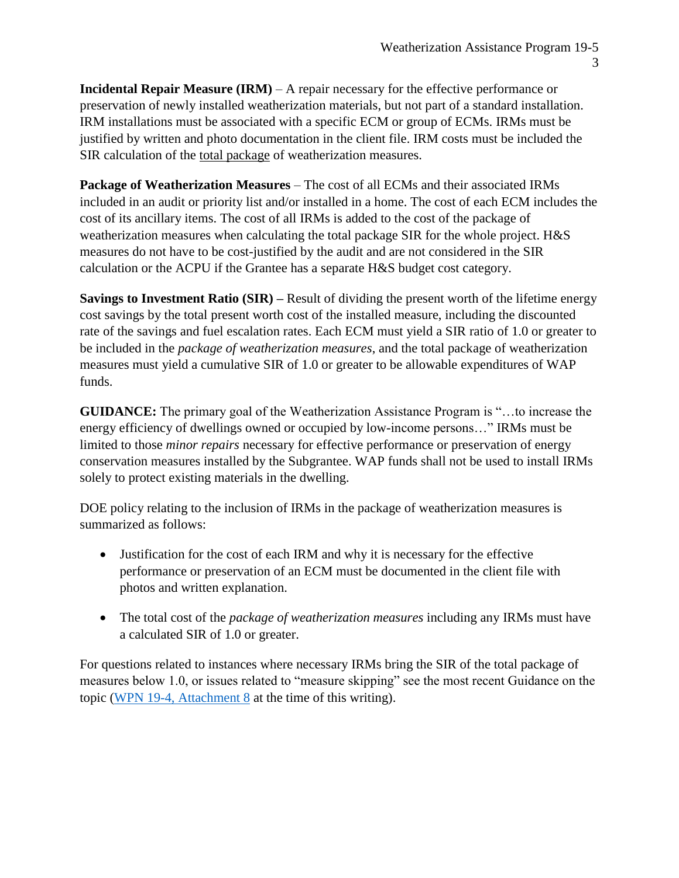**Incidental Repair Measure (IRM)** – A repair necessary for the effective performance or preservation of newly installed weatherization materials, but not part of a standard installation. IRM installations must be associated with a specific ECM or group of ECMs. IRMs must be justified by written and photo documentation in the client file. IRM costs must be included the SIR calculation of the total package of weatherization measures.

**Package of Weatherization Measures** – The cost of all ECMs and their associated IRMs included in an audit or priority list and/or installed in a home. The cost of each ECM includes the cost of its ancillary items. The cost of all IRMs is added to the cost of the package of weatherization measures when calculating the total package SIR for the whole project. H&S measures do not have to be cost-justified by the audit and are not considered in the SIR calculation or the ACPU if the Grantee has a separate H&S budget cost category.

**Savings to Investment Ratio (SIR) –** Result of dividing the present worth of the lifetime energy cost savings by the total present worth cost of the installed measure, including the discounted rate of the savings and fuel escalation rates. Each ECM must yield a SIR ratio of 1.0 or greater to be included in the *package of weatherization measures*, and the total package of weatherization measures must yield a cumulative SIR of 1.0 or greater to be allowable expenditures of WAP funds.

**GUIDANCE:** The primary goal of the Weatherization Assistance Program is "…to increase the energy efficiency of dwellings owned or occupied by low-income persons…" IRMs must be limited to those *minor repairs* necessary for effective performance or preservation of energy conservation measures installed by the Subgrantee. WAP funds shall not be used to install IRMs solely to protect existing materials in the dwelling.

DOE policy relating to the inclusion of IRMs in the package of weatherization measures is summarized as follows:

- Justification for the cost of each IRM and why it is necessary for the effective performance or preservation of an ECM must be documented in the client file with photos and written explanation.
- The total cost of the *package of weatherization measures* including any IRMs must have a calculated SIR of 1.0 or greater.

For questions related to instances where necessary IRMs bring the SIR of the total package of measures below 1.0, or issues related to "measure skipping" see the most recent Guidance on the topic (WPN 19-4, Attachment 8 at the time of this writing).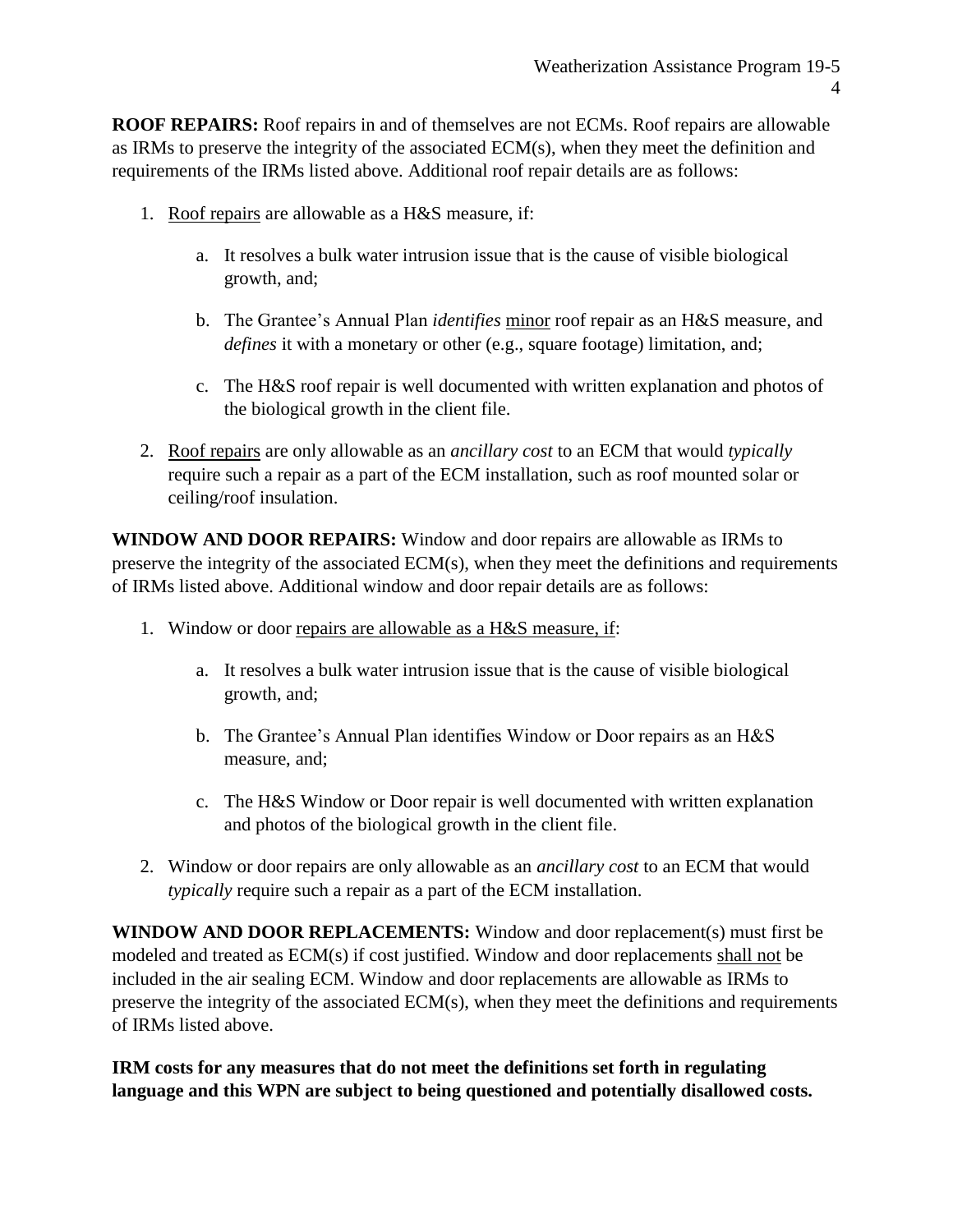**ROOF REPAIRS:** Roof repairs in and of themselves are not ECMs. Roof repairs are allowable as IRMs to preserve the integrity of the associated ECM(s), when they meet the definition and requirements of the IRMs listed above. Additional roof repair details are as follows:

1. <u>Roof repairs</u> are allowable as a H&S measure, if:

    a. It resolves a bulk water intrusion issue that is the cause of visible biological growth, and;

    b. The Grantee's Annual Plan *identifies* <u>minor</u> roof repair as an H&S measure, and *defines* it with a monetary or other (e.g., square footage) limitation, and;

    c. The H&S roof repair is well documented with written explanation and photos of the biological growth in the client file.

2. <u>Roof repairs</u> are only allowable as an *ancillary cost* to an ECM that would *typically* require such a repair as a part of the ECM installation, such as roof mounted solar or ceiling/roof insulation.

**WINDOW AND DOOR REPAIRS:** Window and door repairs are allowable as IRMs to preserve the integrity of the associated ECM(s), when they meet the definitions and requirements of IRMs listed above. Additional window and door repair details are as follows:

1. Window or door <u>repairs are allowable as a H&S measure, if</u>:

    a. It resolves a bulk water intrusion issue that is the cause of visible biological growth, and;

    b. The Grantee's Annual Plan identifies Window or Door repairs as an H&S measure, and;

    c. The H&S Window or Door repair is well documented with written explanation and photos of the biological growth in the client file.

2. Window or door repairs are only allowable as an *ancillary cost* to an ECM that would *typically* require such a repair as a part of the ECM installation.

**WINDOW AND DOOR REPLACEMENTS:** Window and door replacement(s) must first be modeled and treated as ECM(s) if cost justified. Window and door replacements <u>shall not</u> be included in the air sealing ECM. Window and door replacements are allowable as IRMs to preserve the integrity of the associated ECM(s), when they meet the definitions and requirements of IRMs listed above.

**IRM costs for any measures that do not meet the definitions set forth in regulating language and this WPN are subject to being questioned and potentially disallowed costs.**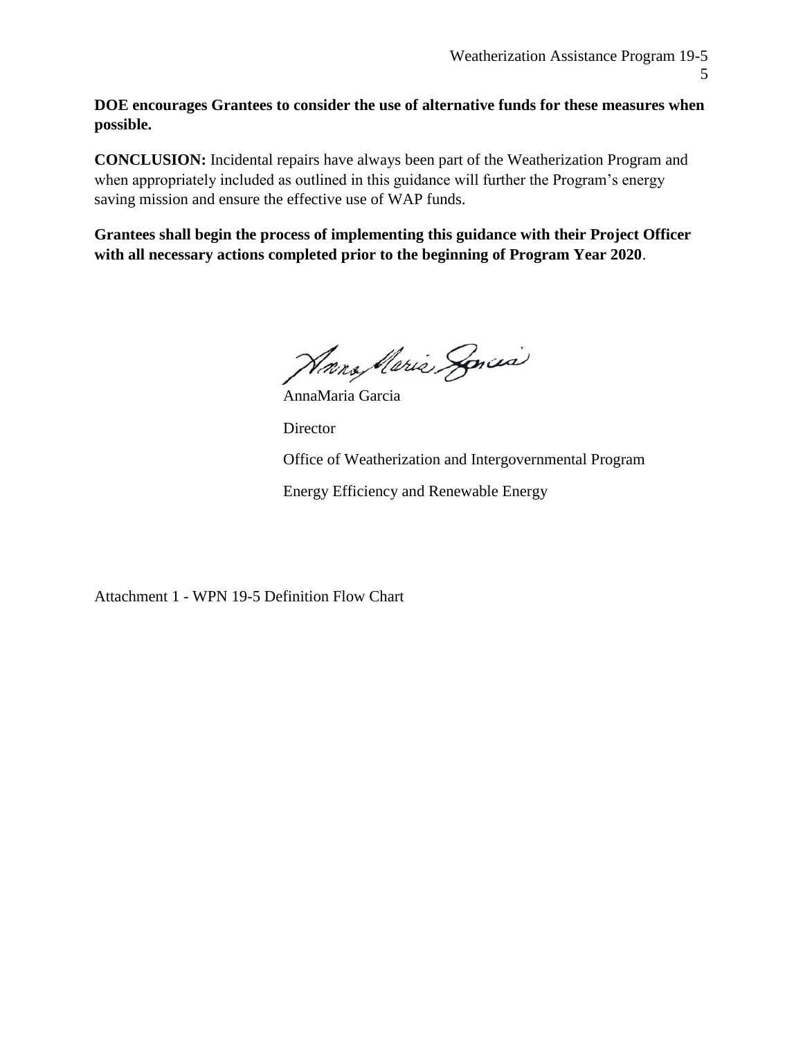**DOE encourages Grantees to consider the use of alternative funds for these measures when possible.**

**CONCLUSION:** Incidental repairs have always been part of the Weatherization Program and when appropriately included as outlined in this guidance will further the Program's energy saving mission and ensure the effective use of WAP funds.

**Grantees shall begin the process of implementing this guidance with their Project Officer with all necessary actions completed prior to the beginning of Program Year 2020**.

AnnaMaria Garcia

Director

Office of Weatherization and Intergovernmental Program

Energy Efficiency and Renewable Energy

Attachment 1 - WPN 19-5 Definition Flow Chart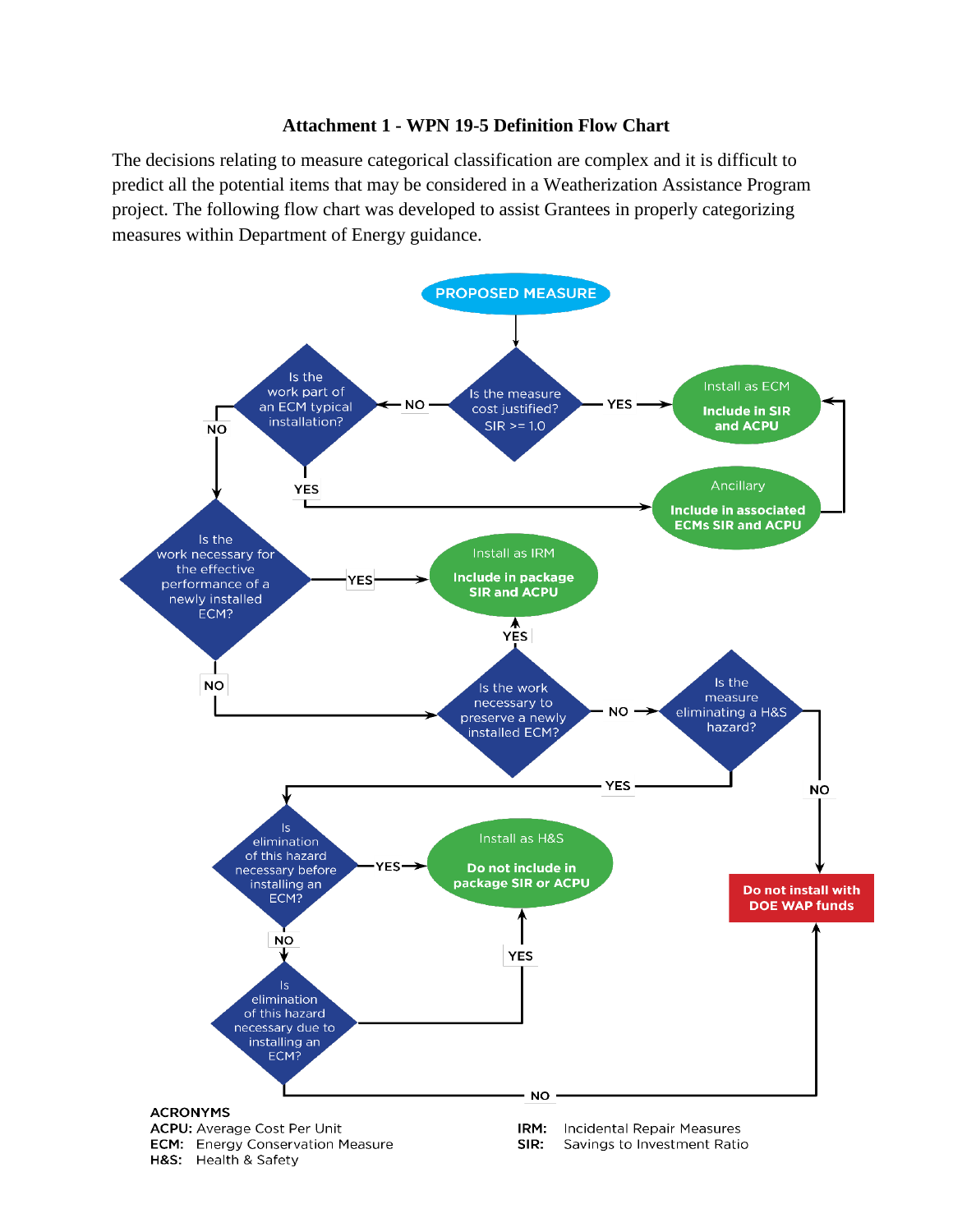### Attachment 1 - WPN 19-5 Definition Flow Chart

The decisions relating to measure categorical classification are complex and it is difficult to predict all the potential items that may be considered in a Weatherization Assistance Program project. The following flow chart was developed to assist Grantees in properly categorizing measures within Department of Energy guidance.

PROPOSED MEASURE

Is the measure cost justified? SIR >= 1.0

YES

Install as ECM

Include in SIR and ACPU

NO

Is the work part of an ECM typical installation?

YES

Ancillary

Include in associated ECMs SIR and ACPU

NO

Is the work necessary for the effective performance of a newly installed ECM?

YES

Install as IRM

Include in package SIR and ACPU

NO

Is the work necessary to preserve a newly installed ECM?

YES

NO

Is the measure eliminating a H&S hazard?

NO

Do not install with DOE WAP funds

YES

Is elimination of this hazard necessary before installing an ECM?

YES

Install as H&S

Do not include in package SIR or ACPU

NO

Is elimination of this hazard necessary due to installing an ECM?

YES

NO

ACRONYMS

ACPU: Average Cost Per Unit

ECM: Energy Conservation Measure

H&S: Health & Safety

IRM: Incidental Repair Measures

SIR: Savings to Investment Ratio